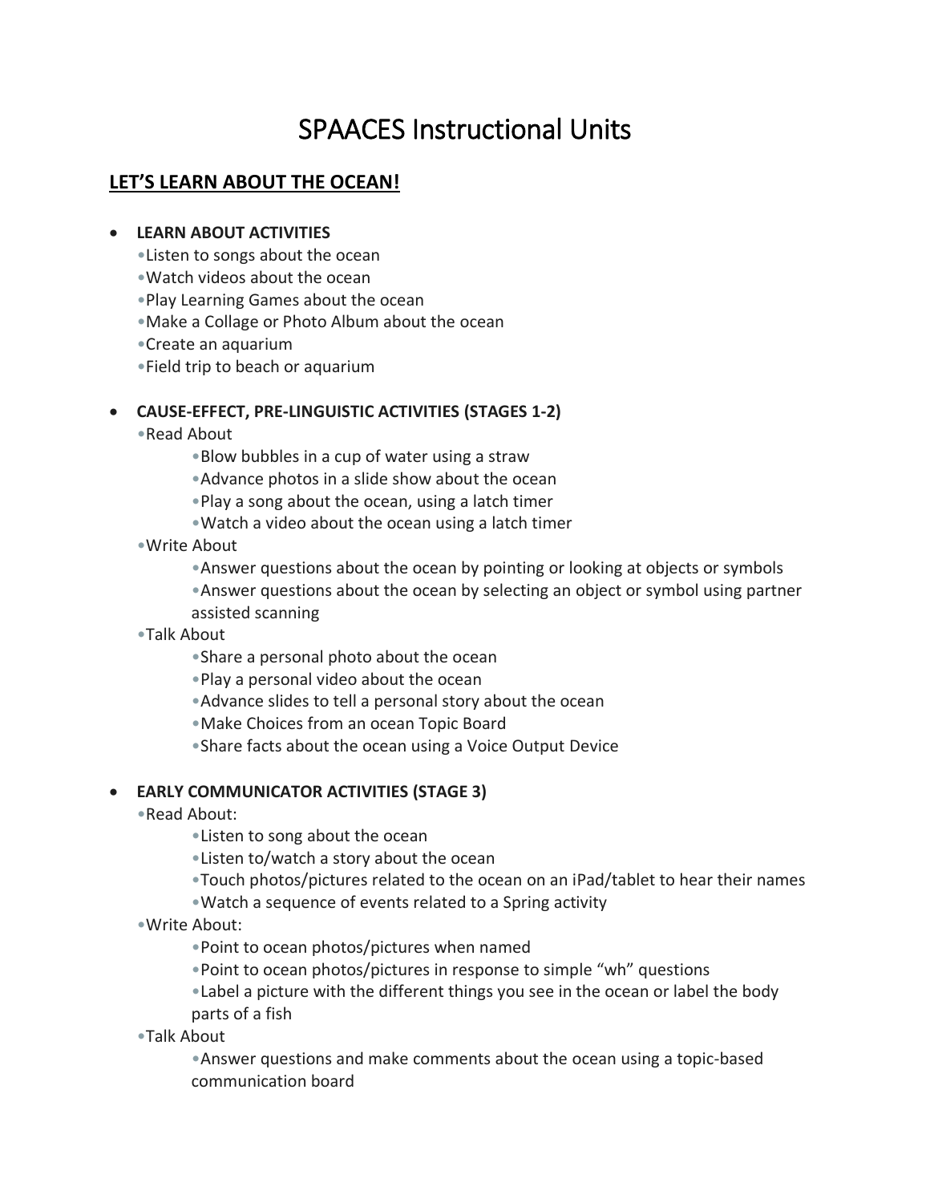# SPAACES Instructional Units

## LET'S LEARN ABOUT THE OCEAN!

- **LEARN ABOUT ACTIVITIES**
  - Listen to songs about the ocean
  - Watch videos about the ocean
  - Play Learning Games about the ocean
  - Make a Collage or Photo Album about the ocean
  - Create an aquarium
  - Field trip to beach or aquarium

- **CAUSE-EFFECT, PRE-LINGUISTIC ACTIVITIES (STAGES 1-2)**
  - Read About
    - Blow bubbles in a cup of water using a straw
    - Advance photos in a slide show about the ocean
    - Play a song about the ocean, using a latch timer
    - Watch a video about the ocean using a latch timer
  - Write About
    - Answer questions about the ocean by pointing or looking at objects or symbols
    - Answer questions about the ocean by selecting an object or symbol using partner assisted scanning
  - Talk About
    - Share a personal photo about the ocean
    - Play a personal video about the ocean
    - Advance slides to tell a personal story about the ocean
    - Make Choices from an ocean Topic Board
    - Share facts about the ocean using a Voice Output Device

- **EARLY COMMUNICATOR ACTIVITIES (STAGE 3)**
  - Read About:
    - Listen to song about the ocean
    - Listen to/watch a story about the ocean
    - Touch photos/pictures related to the ocean on an iPad/tablet to hear their names
    - Watch a sequence of events related to a Spring activity
  - Write About:
    - Point to ocean photos/pictures when named
    - Point to ocean photos/pictures in response to simple "wh" questions
    - Label a picture with the different things you see in the ocean or label the body parts of a fish
  - Talk About
    - Answer questions and make comments about the ocean using a topic-based communication board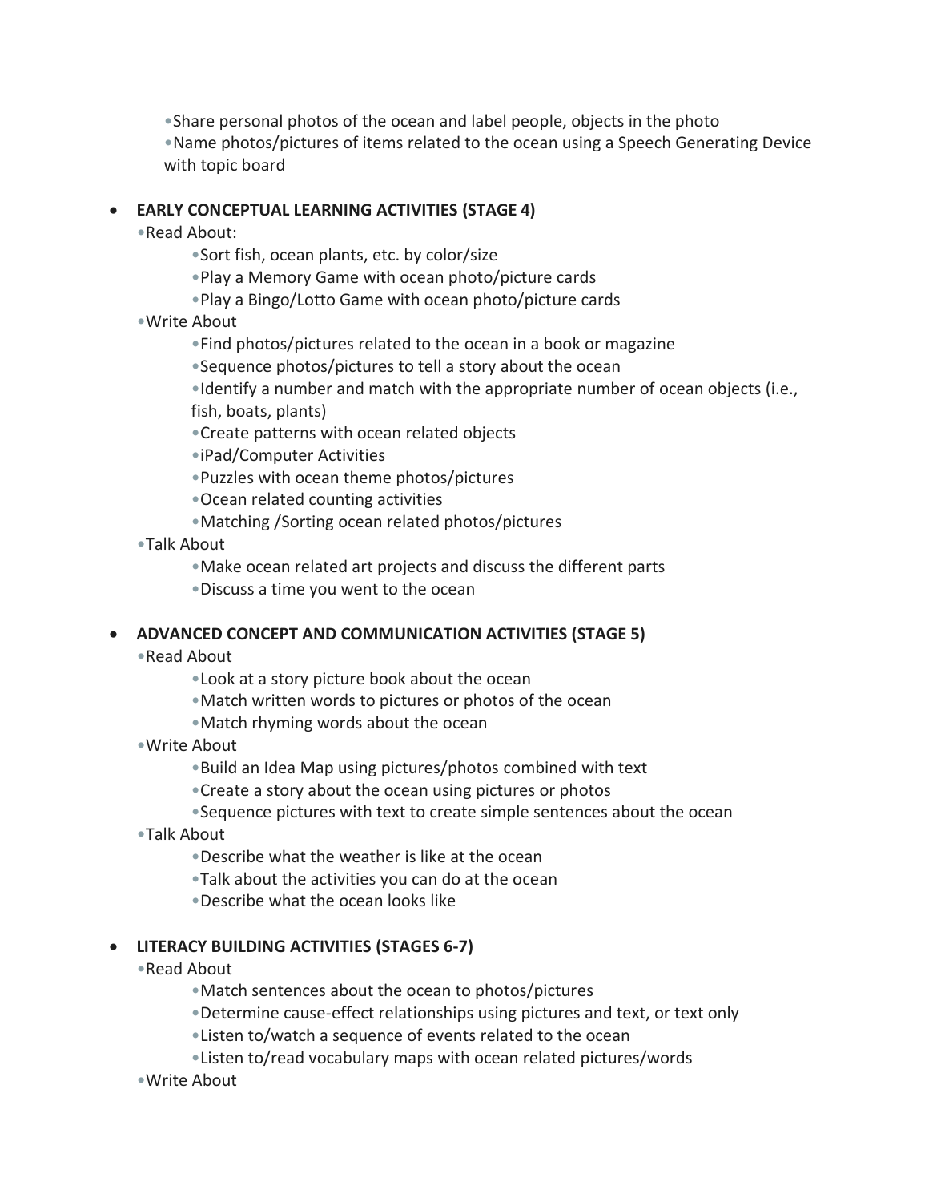- Share personal photos of the ocean and label people, objects in the photo
- Name photos/pictures of items related to the ocean using a Speech Generating Device with topic board

- **EARLY CONCEPTUAL LEARNING ACTIVITIES (STAGE 4)**
  - Read About:
    - Sort fish, ocean plants, etc. by color/size
    - Play a Memory Game with ocean photo/picture cards
    - Play a Bingo/Lotto Game with ocean photo/picture cards
  - Write About
    - Find photos/pictures related to the ocean in a book or magazine
    - Sequence photos/pictures to tell a story about the ocean
    - Identify a number and match with the appropriate number of ocean objects (i.e., fish, boats, plants)
    - Create patterns with ocean related objects
    - iPad/Computer Activities
    - Puzzles with ocean theme photos/pictures
    - Ocean related counting activities
    - Matching /Sorting ocean related photos/pictures
  - Talk About
    - Make ocean related art projects and discuss the different parts
    - Discuss a time you went to the ocean

- **ADVANCED CONCEPT AND COMMUNICATION ACTIVITIES (STAGE 5)**
  - Read About
    - Look at a story picture book about the ocean
    - Match written words to pictures or photos of the ocean
    - Match rhyming words about the ocean
  - Write About
    - Build an Idea Map using pictures/photos combined with text
    - Create a story about the ocean using pictures or photos
    - Sequence pictures with text to create simple sentences about the ocean
  - Talk About
    - Describe what the weather is like at the ocean
    - Talk about the activities you can do at the ocean
    - Describe what the ocean looks like

- **LITERACY BUILDING ACTIVITIES (STAGES 6-7)**
  - Read About
    - Match sentences about the ocean to photos/pictures
    - Determine cause-effect relationships using pictures and text, or text only
    - Listen to/watch a sequence of events related to the ocean
    - Listen to/read vocabulary maps with ocean related pictures/words
  - Write About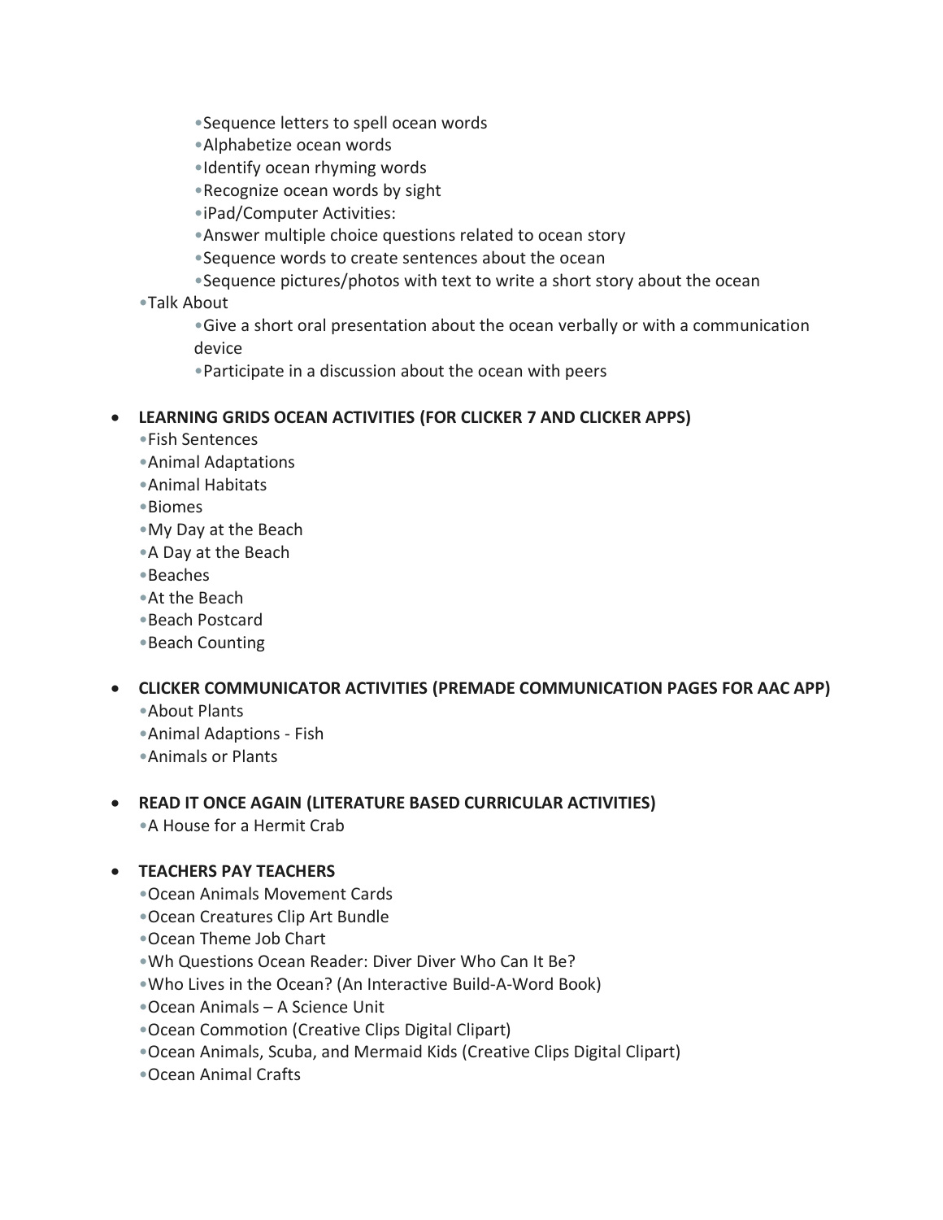- Sequence letters to spell ocean words
    - Alphabetize ocean words
    - Identify ocean rhyming words
    - Recognize ocean words by sight
    - iPad/Computer Activities:
    - Answer multiple choice questions related to ocean story
    - Sequence words to create sentences about the ocean
    - Sequence pictures/photos with text to write a short story about the ocean
  - Talk About
    - Give a short oral presentation about the ocean verbally or with a communication device
    - Participate in a discussion about the ocean with peers

- **LEARNING GRIDS OCEAN ACTIVITIES (FOR CLICKER 7 AND CLICKER APPS)**
  - Fish Sentences
  - Animal Adaptations
  - Animal Habitats
  - Biomes
  - My Day at the Beach
  - A Day at the Beach
  - Beaches
  - At the Beach
  - Beach Postcard
  - Beach Counting

- **CLICKER COMMUNICATOR ACTIVITIES (PREMADE COMMUNICATION PAGES FOR AAC APP)**
  - About Plants
  - Animal Adaptions - Fish
  - Animals or Plants

- **READ IT ONCE AGAIN (LITERATURE BASED CURRICULAR ACTIVITIES)**
  - A House for a Hermit Crab

- **TEACHERS PAY TEACHERS**
  - Ocean Animals Movement Cards
  - Ocean Creatures Clip Art Bundle
  - Ocean Theme Job Chart
  - Wh Questions Ocean Reader: Diver Diver Who Can It Be?
  - Who Lives in the Ocean? (An Interactive Build-A-Word Book)
  - Ocean Animals – A Science Unit
  - Ocean Commotion (Creative Clips Digital Clipart)
  - Ocean Animals, Scuba, and Mermaid Kids (Creative Clips Digital Clipart)
  - Ocean Animal Crafts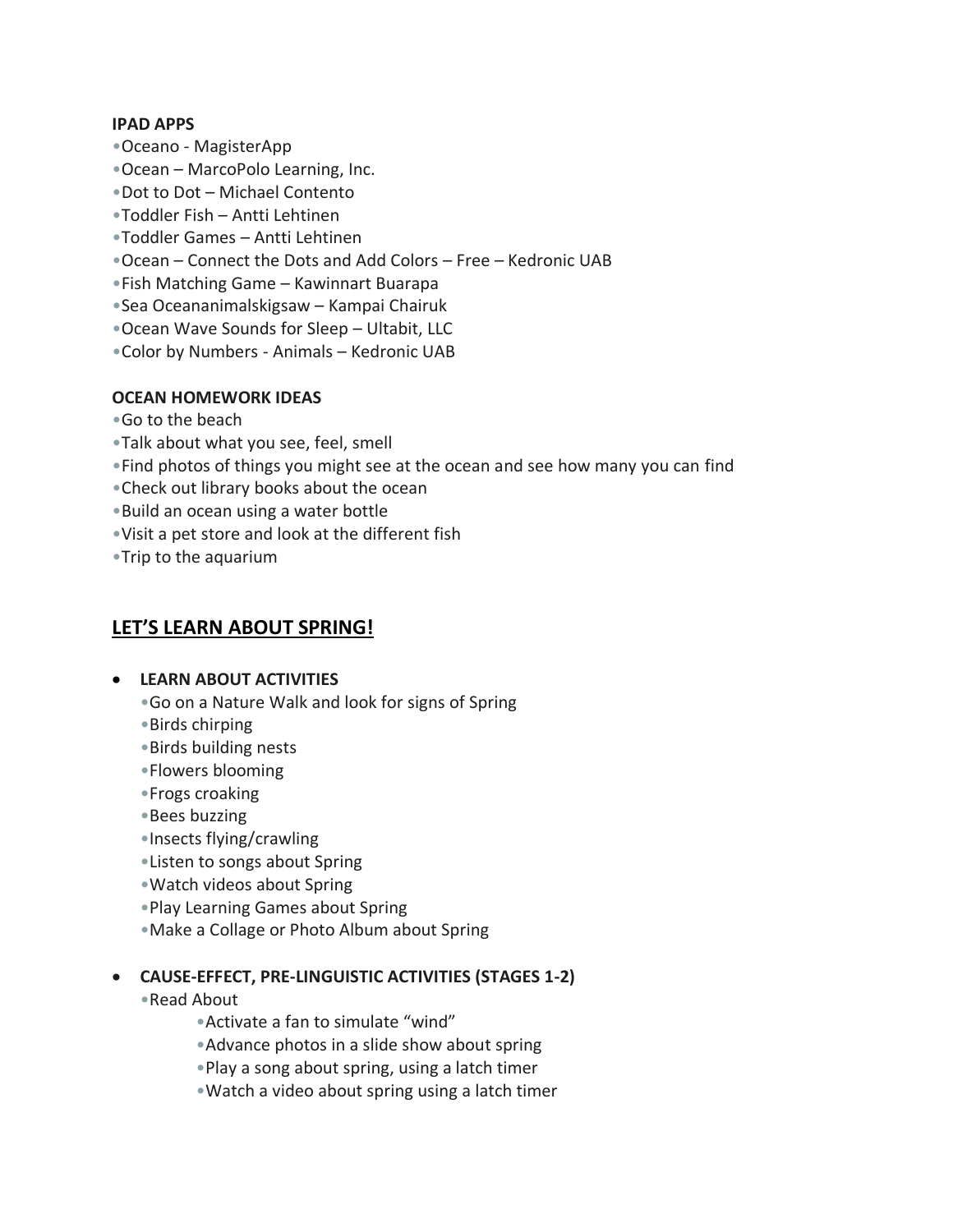**IPAD APPS**

- Oceano - MagisterApp
- Ocean – MarcoPolo Learning, Inc.
- Dot to Dot – Michael Contento
- Toddler Fish – Antti Lehtinen
- Toddler Games – Antti Lehtinen
- Ocean – Connect the Dots and Add Colors – Free – Kedronic UAB
- Fish Matching Game – Kawinnart Buarapa
- Sea Oceananimalskigsaw – Kampai Chairuk
- Ocean Wave Sounds for Sleep – Ultabit, LLC
- Color by Numbers - Animals – Kedronic UAB

**OCEAN HOMEWORK IDEAS**

- Go to the beach
- Talk about what you see, feel, smell
- Find photos of things you might see at the ocean and see how many you can find
- Check out library books about the ocean
- Build an ocean using a water bottle
- Visit a pet store and look at the different fish
- Trip to the aquarium

## LET'S LEARN ABOUT SPRING!

- **LEARN ABOUT ACTIVITIES**
  - Go on a Nature Walk and look for signs of Spring
  - Birds chirping
  - Birds building nests
  - Flowers blooming
  - Frogs croaking
  - Bees buzzing
  - Insects flying/crawling
  - Listen to songs about Spring
  - Watch videos about Spring
  - Play Learning Games about Spring
  - Make a Collage or Photo Album about Spring

- **CAUSE-EFFECT, PRE-LINGUISTIC ACTIVITIES (STAGES 1-2)**
  - Read About
    - Activate a fan to simulate "wind"
    - Advance photos in a slide show about spring
    - Play a song about spring, using a latch timer
    - Watch a video about spring using a latch timer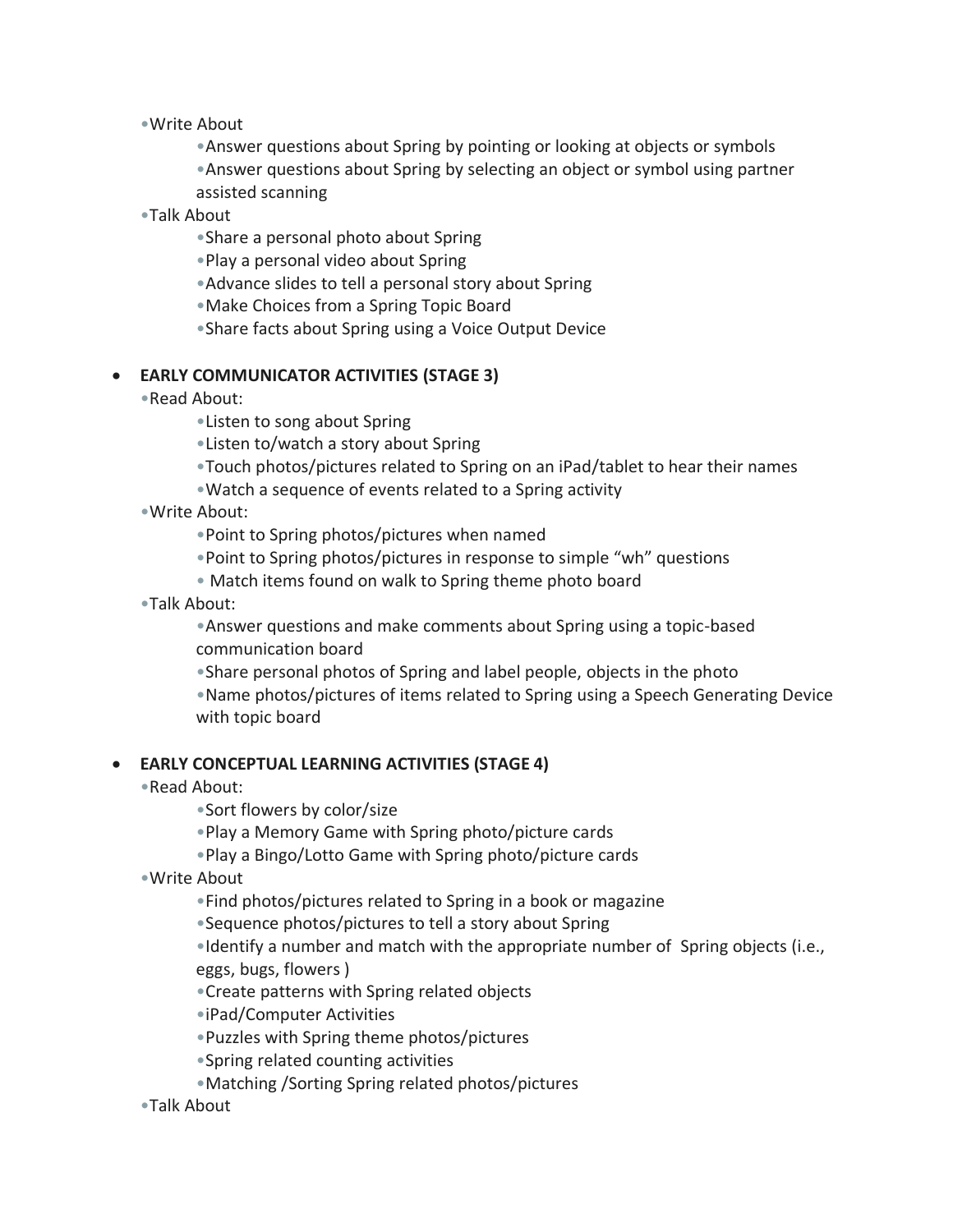- Write About
    - Answer questions about Spring by pointing or looking at objects or symbols
    - Answer questions about Spring by selecting an object or symbol using partner assisted scanning
- Talk About
    - Share a personal photo about Spring
    - Play a personal video about Spring
    - Advance slides to tell a personal story about Spring
    - Make Choices from a Spring Topic Board
    - Share facts about Spring using a Voice Output Device

- **EARLY COMMUNICATOR ACTIVITIES (STAGE 3)**
  - Read About:
    - Listen to song about Spring
    - Listen to/watch a story about Spring
    - Touch photos/pictures related to Spring on an iPad/tablet to hear their names
    - Watch a sequence of events related to a Spring activity
  - Write About:
    - Point to Spring photos/pictures when named
    - Point to Spring photos/pictures in response to simple "wh" questions
    - Match items found on walk to Spring theme photo board
  - Talk About:
    - Answer questions and make comments about Spring using a topic-based communication board
    - Share personal photos of Spring and label people, objects in the photo
    - Name photos/pictures of items related to Spring using a Speech Generating Device with topic board

- **EARLY CONCEPTUAL LEARNING ACTIVITIES (STAGE 4)**
  - Read About:
    - Sort flowers by color/size
    - Play a Memory Game with Spring photo/picture cards
    - Play a Bingo/Lotto Game with Spring photo/picture cards
  - Write About
    - Find photos/pictures related to Spring in a book or magazine
    - Sequence photos/pictures to tell a story about Spring
    - Identify a number and match with the appropriate number of Spring objects (i.e., eggs, bugs, flowers )
    - Create patterns with Spring related objects
    - iPad/Computer Activities
    - Puzzles with Spring theme photos/pictures
    - Spring related counting activities
    - Matching /Sorting Spring related photos/pictures
  - Talk About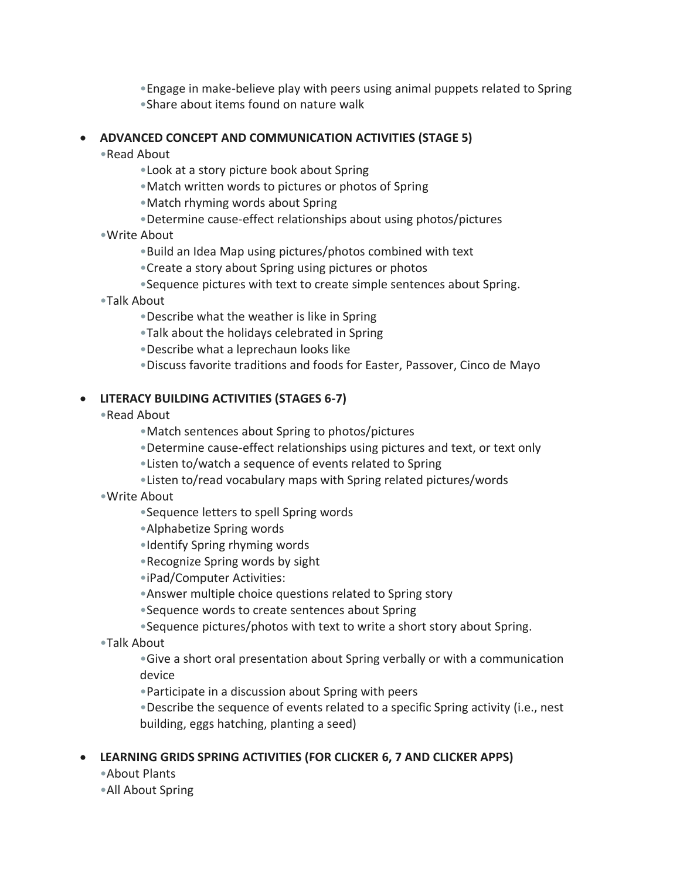- Engage in make-believe play with peers using animal puppets related to Spring
- Share about items found on nature walk

- **ADVANCED CONCEPT AND COMMUNICATION ACTIVITIES (STAGE 5)**
  - Read About
    - Look at a story picture book about Spring
    - Match written words to pictures or photos of Spring
    - Match rhyming words about Spring
    - Determine cause-effect relationships about using photos/pictures
  - Write About
    - Build an Idea Map using pictures/photos combined with text
    - Create a story about Spring using pictures or photos
    - Sequence pictures with text to create simple sentences about Spring.
  - Talk About
    - Describe what the weather is like in Spring
    - Talk about the holidays celebrated in Spring
    - Describe what a leprechaun looks like
    - Discuss favorite traditions and foods for Easter, Passover, Cinco de Mayo

- **LITERACY BUILDING ACTIVITIES (STAGES 6-7)**
  - Read About
    - Match sentences about Spring to photos/pictures
    - Determine cause-effect relationships using pictures and text, or text only
    - Listen to/watch a sequence of events related to Spring
    - Listen to/read vocabulary maps with Spring related pictures/words
  - Write About
    - Sequence letters to spell Spring words
    - Alphabetize Spring words
    - Identify Spring rhyming words
    - Recognize Spring words by sight
    - iPad/Computer Activities:
    - Answer multiple choice questions related to Spring story
    - Sequence words to create sentences about Spring
    - Sequence pictures/photos with text to write a short story about Spring.
  - Talk About
    - Give a short oral presentation about Spring verbally or with a communication device
    - Participate in a discussion about Spring with peers
    - Describe the sequence of events related to a specific Spring activity (i.e., nest building, eggs hatching, planting a seed)

- **LEARNING GRIDS SPRING ACTIVITIES (FOR CLICKER 6, 7 AND CLICKER APPS)**
  - About Plants
  - All About Spring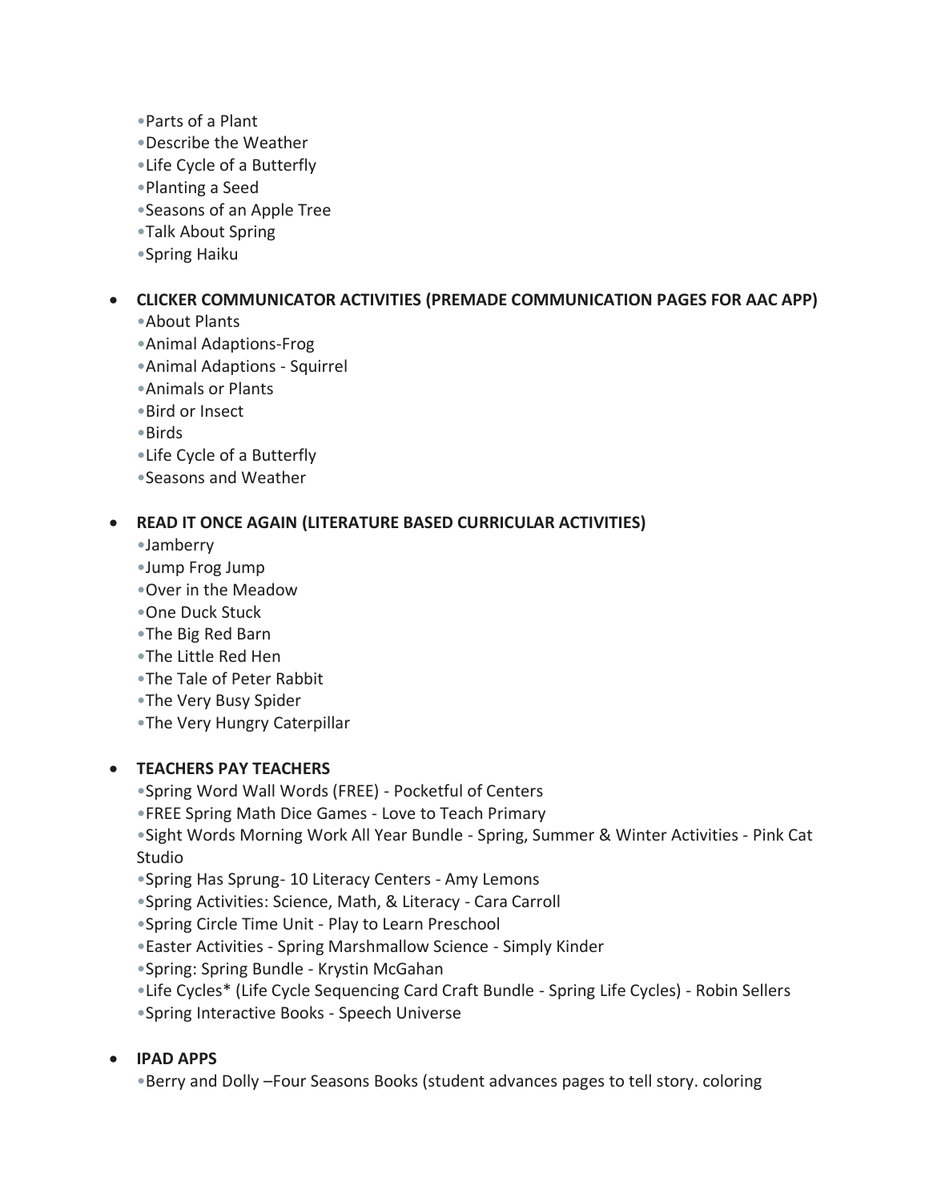- •Parts of a Plant
- •Describe the Weather
- •Life Cycle of a Butterfly
- •Planting a Seed
- •Seasons of an Apple Tree
- •Talk About Spring
- •Spring Haiku

- **CLICKER COMMUNICATOR ACTIVITIES (PREMADE COMMUNICATION PAGES FOR AAC APP)**
  - •About Plants
  - •Animal Adaptions-Frog
  - •Animal Adaptions - Squirrel
  - •Animals or Plants
  - •Bird or Insect
  - •Birds
  - •Life Cycle of a Butterfly
  - •Seasons and Weather

- **READ IT ONCE AGAIN (LITERATURE BASED CURRICULAR ACTIVITIES)**
  - •Jamberry
  - •Jump Frog Jump
  - •Over in the Meadow
  - •One Duck Stuck
  - •The Big Red Barn
  - •The Little Red Hen
  - •The Tale of Peter Rabbit
  - •The Very Busy Spider
  - •The Very Hungry Caterpillar

- **TEACHERS PAY TEACHERS**
  - •Spring Word Wall Words (FREE) - Pocketful of Centers
  - •FREE Spring Math Dice Games - Love to Teach Primary
  - •Sight Words Morning Work All Year Bundle - Spring, Summer & Winter Activities - Pink Cat Studio
  - •Spring Has Sprung- 10 Literacy Centers - Amy Lemons
  - •Spring Activities: Science, Math, & Literacy - Cara Carroll
  - •Spring Circle Time Unit - Play to Learn Preschool
  - •Easter Activities - Spring Marshmallow Science - Simply Kinder
  - •Spring: Spring Bundle - Krystin McGahan
  - •Life Cycles* (Life Cycle Sequencing Card Craft Bundle - Spring Life Cycles) - Robin Sellers
  - •Spring Interactive Books - Speech Universe

- **IPAD APPS**
  - •Berry and Dolly –Four Seasons Books (student advances pages to tell story. coloring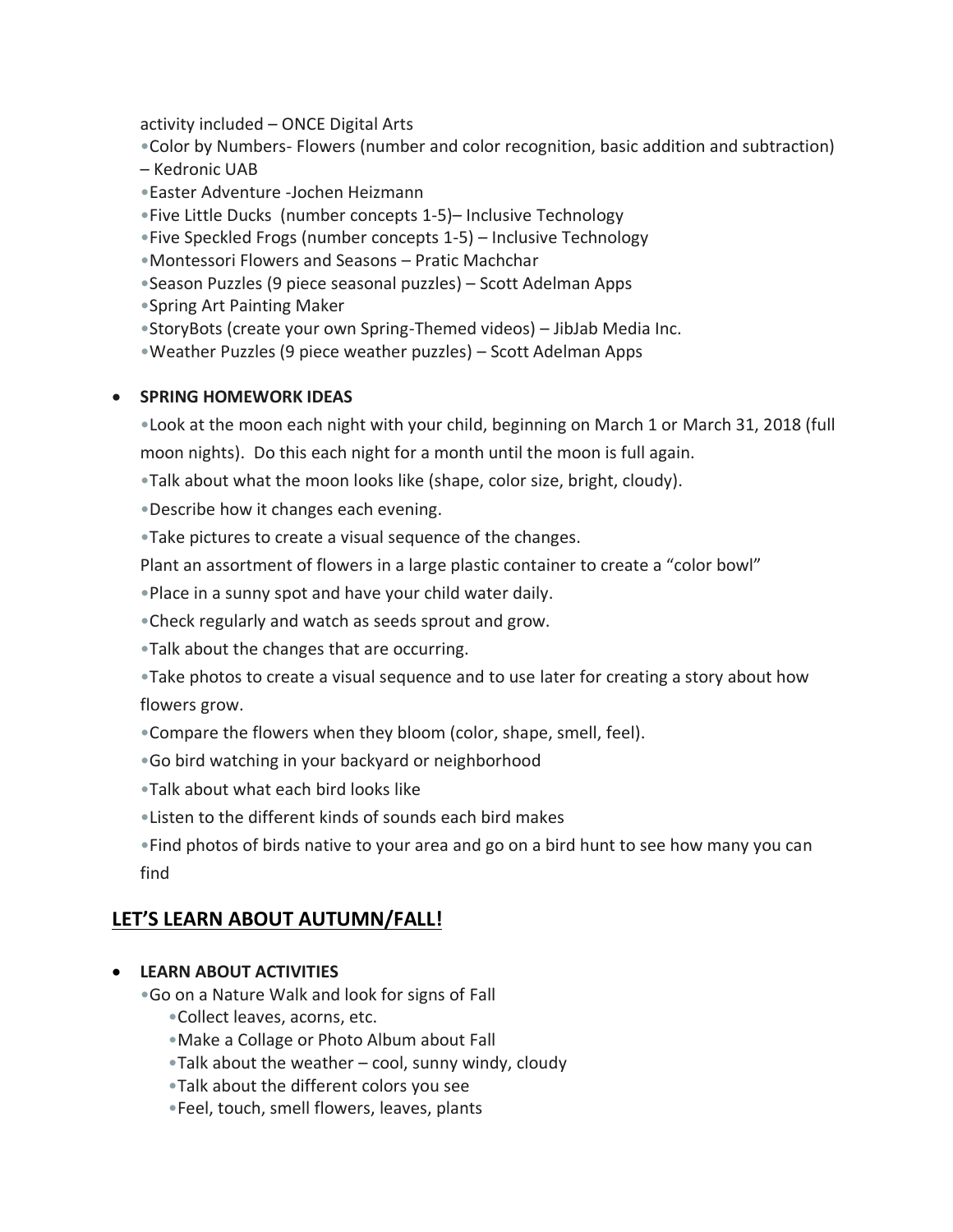activity included – ONCE Digital Arts

- Color by Numbers- Flowers (number and color recognition, basic addition and subtraction) – Kedronic UAB
- Easter Adventure -Jochen Heizmann
- Five Little Ducks (number concepts 1-5)– Inclusive Technology
- Five Speckled Frogs (number concepts 1-5) – Inclusive Technology
- Montessori Flowers and Seasons – Pratic Machchar
- Season Puzzles (9 piece seasonal puzzles) – Scott Adelman Apps
- Spring Art Painting Maker
- StoryBots (create your own Spring-Themed videos) – JibJab Media Inc.
- Weather Puzzles (9 piece weather puzzles) – Scott Adelman Apps

- **SPRING HOMEWORK IDEAS**
  - Look at the moon each night with your child, beginning on March 1 or March 31, 2018 (full moon nights). Do this each night for a month until the moon is full again.
  - Talk about what the moon looks like (shape, color size, bright, cloudy).
  - Describe how it changes each evening.
  - Take pictures to create a visual sequence of the changes.

  Plant an assortment of flowers in a large plastic container to create a "color bowl"

  - Place in a sunny spot and have your child water daily.
  - Check regularly and watch as seeds sprout and grow.
  - Talk about the changes that are occurring.
  - Take photos to create a visual sequence and to use later for creating a story about how flowers grow.
  - Compare the flowers when they bloom (color, shape, smell, feel).
  - Go bird watching in your backyard or neighborhood
  - Talk about what each bird looks like
  - Listen to the different kinds of sounds each bird makes
  - Find photos of birds native to your area and go on a bird hunt to see how many you can find

## LET'S LEARN ABOUT AUTUMN/FALL!

- **LEARN ABOUT ACTIVITIES**
  - Go on a Nature Walk and look for signs of Fall
    - Collect leaves, acorns, etc.
    - Make a Collage or Photo Album about Fall
    - Talk about the weather – cool, sunny windy, cloudy
    - Talk about the different colors you see
    - Feel, touch, smell flowers, leaves, plants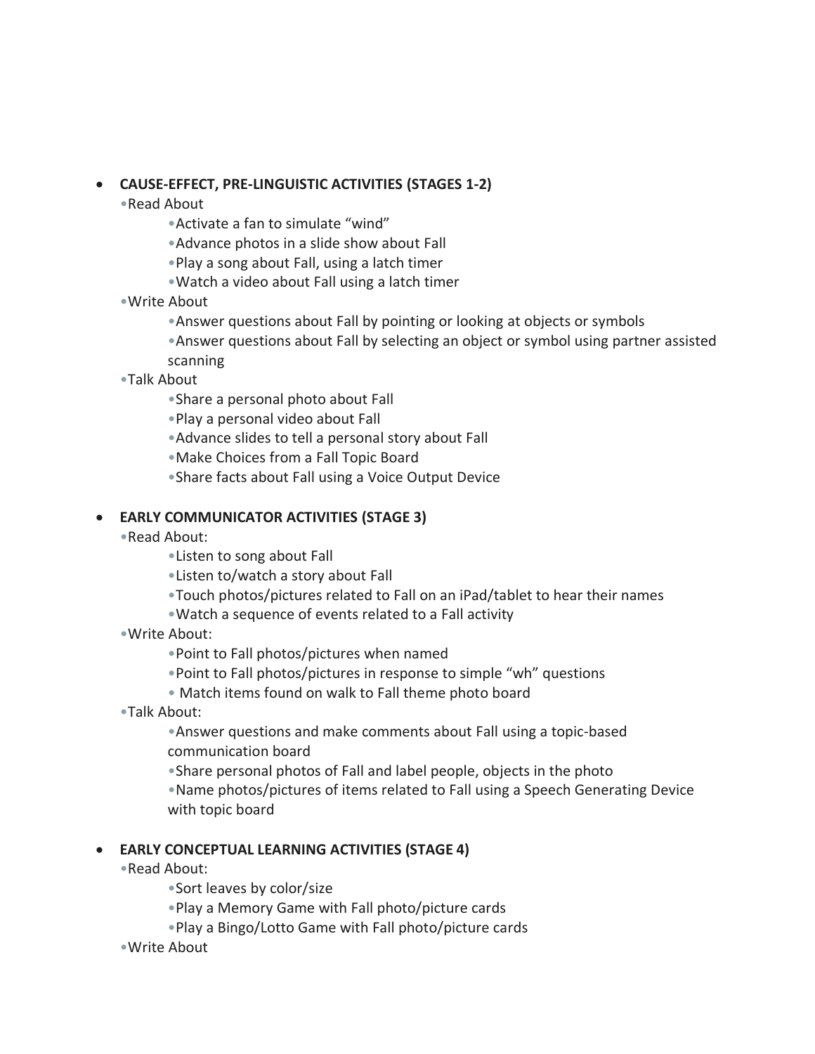- **CAUSE-EFFECT, PRE-LINGUISTIC ACTIVITIES (STAGES 1-2)**
  - Read About
    - Activate a fan to simulate “wind”
    - Advance photos in a slide show about Fall
    - Play a song about Fall, using a latch timer
    - Watch a video about Fall using a latch timer
  - Write About
    - Answer questions about Fall by pointing or looking at objects or symbols
    - Answer questions about Fall by selecting an object or symbol using partner assisted scanning
  - Talk About
    - Share a personal photo about Fall
    - Play a personal video about Fall
    - Advance slides to tell a personal story about Fall
    - Make Choices from a Fall Topic Board
    - Share facts about Fall using a Voice Output Device

- **EARLY COMMUNICATOR ACTIVITIES (STAGE 3)**
  - Read About:
    - Listen to song about Fall
    - Listen to/watch a story about Fall
    - Touch photos/pictures related to Fall on an iPad/tablet to hear their names
    - Watch a sequence of events related to a Fall activity
  - Write About:
    - Point to Fall photos/pictures when named
    - Point to Fall photos/pictures in response to simple “wh” questions
    - Match items found on walk to Fall theme photo board
  - Talk About:
    - Answer questions and make comments about Fall using a topic-based communication board
    - Share personal photos of Fall and label people, objects in the photo
    - Name photos/pictures of items related to Fall using a Speech Generating Device with topic board

- **EARLY CONCEPTUAL LEARNING ACTIVITIES (STAGE 4)**
  - Read About:
    - Sort leaves by color/size
    - Play a Memory Game with Fall photo/picture cards
    - Play a Bingo/Lotto Game with Fall photo/picture cards
  - Write About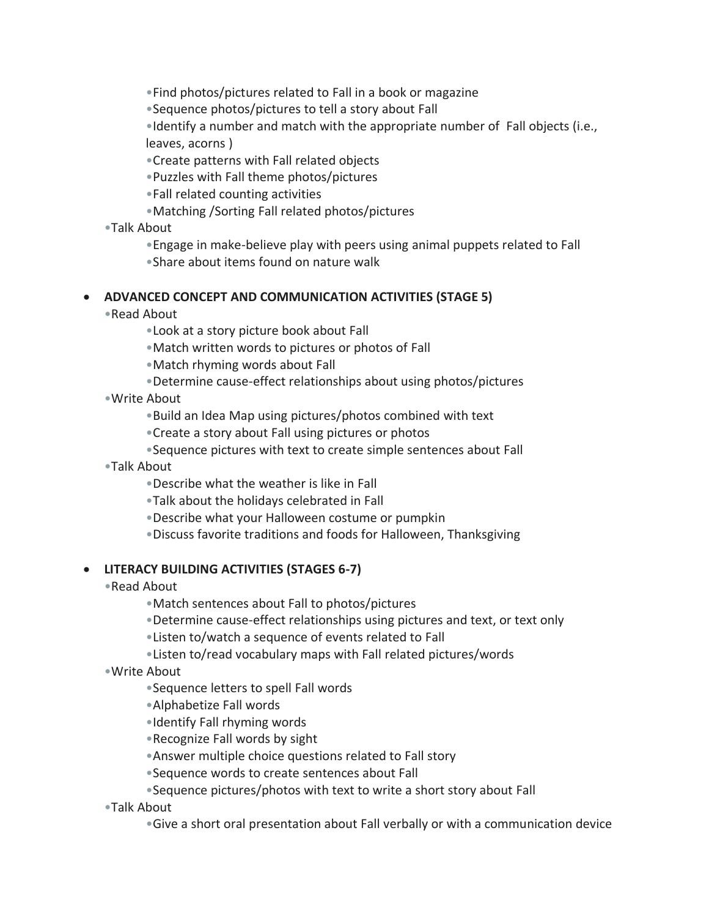- Find photos/pictures related to Fall in a book or magazine
    - Sequence photos/pictures to tell a story about Fall
    - Identify a number and match with the appropriate number of Fall objects (i.e., leaves, acorns )
    - Create patterns with Fall related objects
    - Puzzles with Fall theme photos/pictures
    - Fall related counting activities
    - Matching /Sorting Fall related photos/pictures
- Talk About
    - Engage in make-believe play with peers using animal puppets related to Fall
    - Share about items found on nature walk

- **ADVANCED CONCEPT AND COMMUNICATION ACTIVITIES (STAGE 5)**
  - Read About
    - Look at a story picture book about Fall
    - Match written words to pictures or photos of Fall
    - Match rhyming words about Fall
    - Determine cause-effect relationships about using photos/pictures
  - Write About
    - Build an Idea Map using pictures/photos combined with text
    - Create a story about Fall using pictures or photos
    - Sequence pictures with text to create simple sentences about Fall
  - Talk About
    - Describe what the weather is like in Fall
    - Talk about the holidays celebrated in Fall
    - Describe what your Halloween costume or pumpkin
    - Discuss favorite traditions and foods for Halloween, Thanksgiving

- **LITERACY BUILDING ACTIVITIES (STAGES 6-7)**
  - Read About
    - Match sentences about Fall to photos/pictures
    - Determine cause-effect relationships using pictures and text, or text only
    - Listen to/watch a sequence of events related to Fall
    - Listen to/read vocabulary maps with Fall related pictures/words
  - Write About
    - Sequence letters to spell Fall words
    - Alphabetize Fall words
    - Identify Fall rhyming words
    - Recognize Fall words by sight
    - Answer multiple choice questions related to Fall story
    - Sequence words to create sentences about Fall
    - Sequence pictures/photos with text to write a short story about Fall
  - Talk About
    - Give a short oral presentation about Fall verbally or with a communication device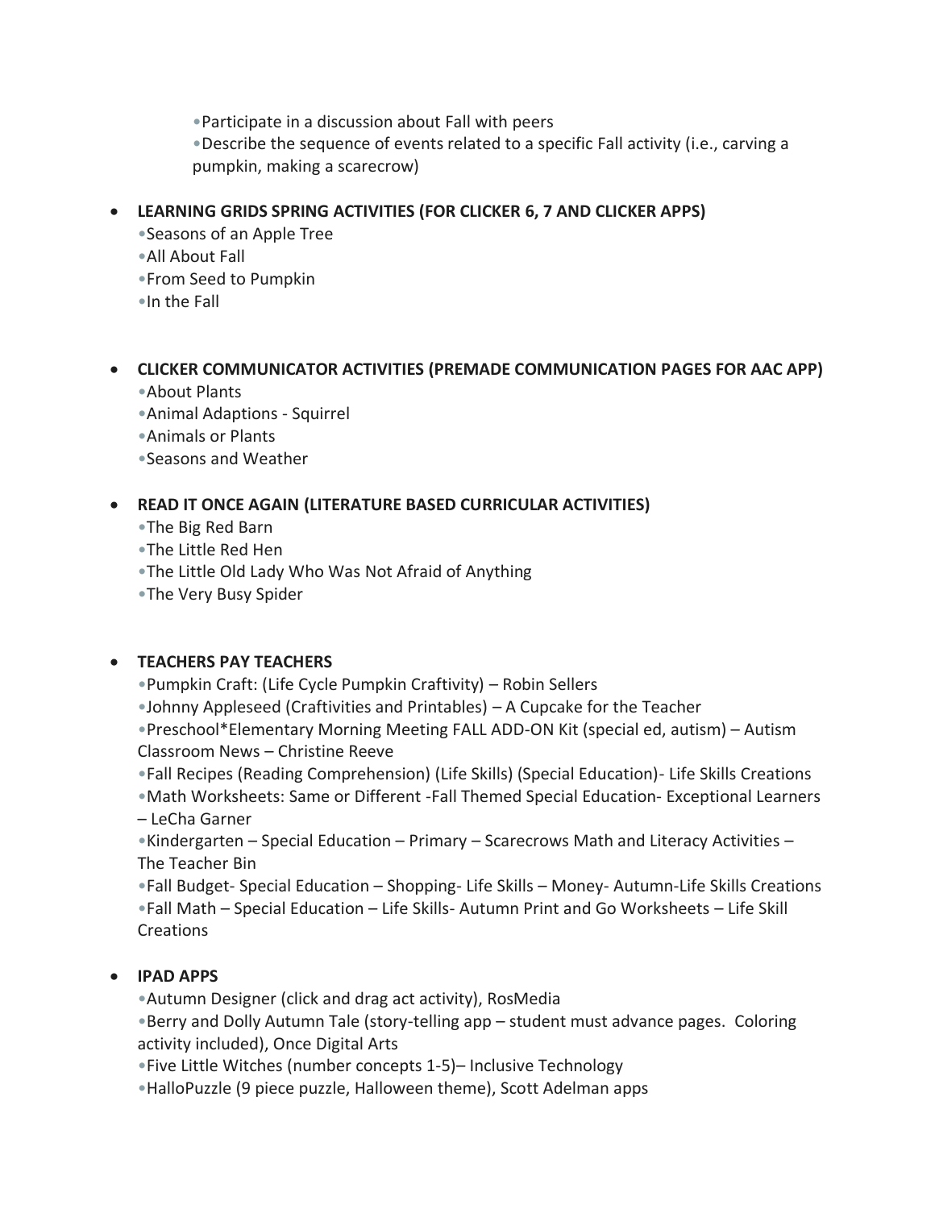- Participate in a discussion about Fall with peers
- Describe the sequence of events related to a specific Fall activity (i.e., carving a pumpkin, making a scarecrow)

- **LEARNING GRIDS SPRING ACTIVITIES (FOR CLICKER 6, 7 AND CLICKER APPS)**
  - Seasons of an Apple Tree
  - All About Fall
  - From Seed to Pumpkin
  - In the Fall

- **CLICKER COMMUNICATOR ACTIVITIES (PREMADE COMMUNICATION PAGES FOR AAC APP)**
  - About Plants
  - Animal Adaptions - Squirrel
  - Animals or Plants
  - Seasons and Weather

- **READ IT ONCE AGAIN (LITERATURE BASED CURRICULAR ACTIVITIES)**
  - The Big Red Barn
  - The Little Red Hen
  - The Little Old Lady Who Was Not Afraid of Anything
  - The Very Busy Spider

- **TEACHERS PAY TEACHERS**
  - Pumpkin Craft: (Life Cycle Pumpkin Craftivity) – Robin Sellers
  - Johnny Appleseed (Craftivities and Printables) – A Cupcake for the Teacher
  - Preschool*Elementary Morning Meeting FALL ADD-ON Kit (special ed, autism) – Autism Classroom News – Christine Reeve
  - Fall Recipes (Reading Comprehension) (Life Skills) (Special Education)- Life Skills Creations
  - Math Worksheets: Same or Different -Fall Themed Special Education- Exceptional Learners – LeCha Garner
  - Kindergarten – Special Education – Primary – Scarecrows Math and Literacy Activities – The Teacher Bin
  - Fall Budget- Special Education – Shopping- Life Skills – Money- Autumn-Life Skills Creations
  - Fall Math – Special Education – Life Skills- Autumn Print and Go Worksheets – Life Skill Creations

- **IPAD APPS**
  - Autumn Designer (click and drag act activity), RosMedia
  - Berry and Dolly Autumn Tale (story-telling app – student must advance pages. Coloring activity included), Once Digital Arts
  - Five Little Witches (number concepts 1-5)– Inclusive Technology
  - HalloPuzzle (9 piece puzzle, Halloween theme), Scott Adelman apps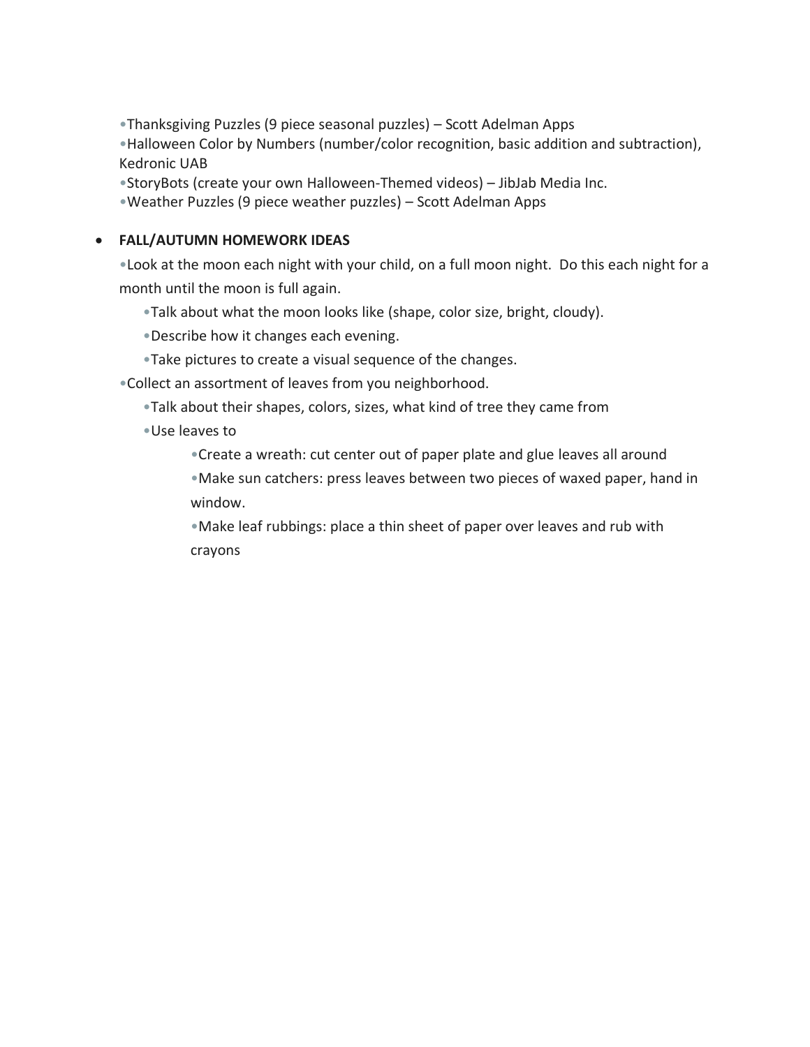- Thanksgiving Puzzles (9 piece seasonal puzzles) – Scott Adelman Apps
- Halloween Color by Numbers (number/color recognition, basic addition and subtraction), Kedronic UAB
- StoryBots (create your own Halloween-Themed videos) – JibJab Media Inc.
- Weather Puzzles (9 piece weather puzzles) – Scott Adelman Apps

- **FALL/AUTUMN HOMEWORK IDEAS**
  - Look at the moon each night with your child, on a full moon night. Do this each night for a month until the moon is full again.
    - Talk about what the moon looks like (shape, color size, bright, cloudy).
    - Describe how it changes each evening.
    - Take pictures to create a visual sequence of the changes.
  - Collect an assortment of leaves from you neighborhood.
    - Talk about their shapes, colors, sizes, what kind of tree they came from
    - Use leaves to
      - Create a wreath: cut center out of paper plate and glue leaves all around
      - Make sun catchers: press leaves between two pieces of waxed paper, hand in window.
      - Make leaf rubbings: place a thin sheet of paper over leaves and rub with crayons